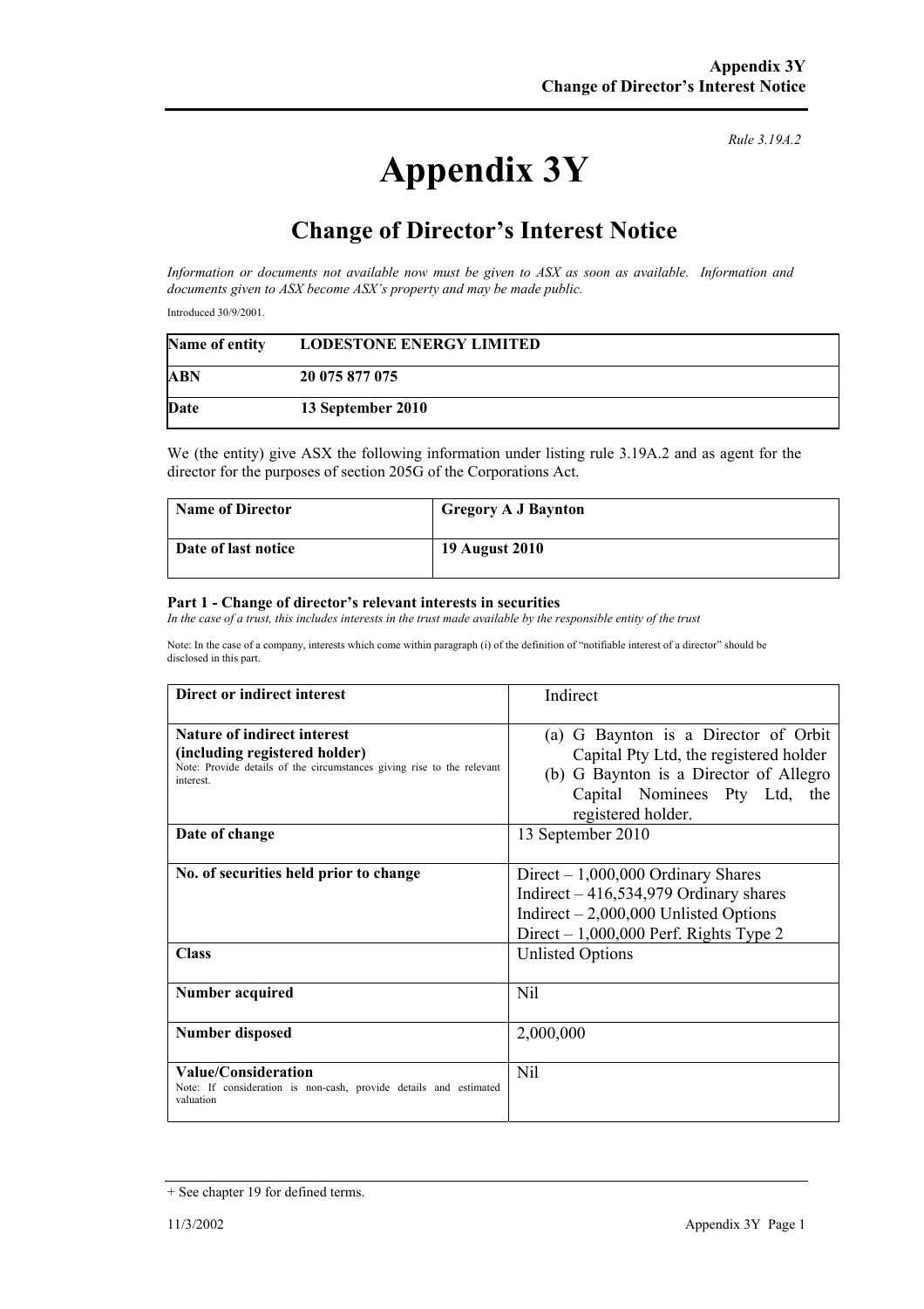*Rule 3.19A.2*

# Appendix 3Y

## Change of Director's Interest Notice

*Information or documents not available now must be given to ASX as soon as available. Information and documents given to ASX become ASX's property and may be made public.*

Introduced 30/9/2001.

| | |
|---|---|
| **Name of entity** | **LODESTONE ENERGY LIMITED** |
| **ABN** | **20 075 877 075** |
| **Date** | **13 September 2010** |

We (the entity) give ASX the following information under listing rule 3.19A.2 and as agent for the director for the purposes of section 205G of the Corporations Act.

| | |
|---|---|
| **Name of Director** | **Gregory A J Baynton** |
| **Date of last notice** | **19 August 2010** |

### Part 1 - Change of director's relevant interests in securities

*In the case of a trust, this includes interests in the trust made available by the responsible entity of the trust*

Note: In the case of a company, interests which come within paragraph (i) of the definition of "notifiable interest of a director" should be disclosed in this part.

| | |
|---|---|
| **Direct or indirect interest** | Indirect |
| **Nature of indirect interest (including registered holder)**<br>Note: Provide details of the circumstances giving rise to the relevant interest. | (a) G Baynton is a Director of Orbit Capital Pty Ltd, the registered holder<br>(b) G Baynton is a Director of Allegro Capital Nominees Pty Ltd, the registered holder. |
| **Date of change** | 13 September 2010 |
| **No. of securities held prior to change** | Direct – 1,000,000 Ordinary Shares<br>Indirect – 416,534,979 Ordinary shares<br>Indirect – 2,000,000 Unlisted Options<br>Direct – 1,000,000 Perf. Rights Type 2 |
| **Class** | Unlisted Options |
| **Number acquired** | Nil |
| **Number disposed** | 2,000,000 |
| **Value/Consideration**<br>Note: If consideration is non-cash, provide details and estimated valuation | Nil |

+ See chapter 19 for defined terms.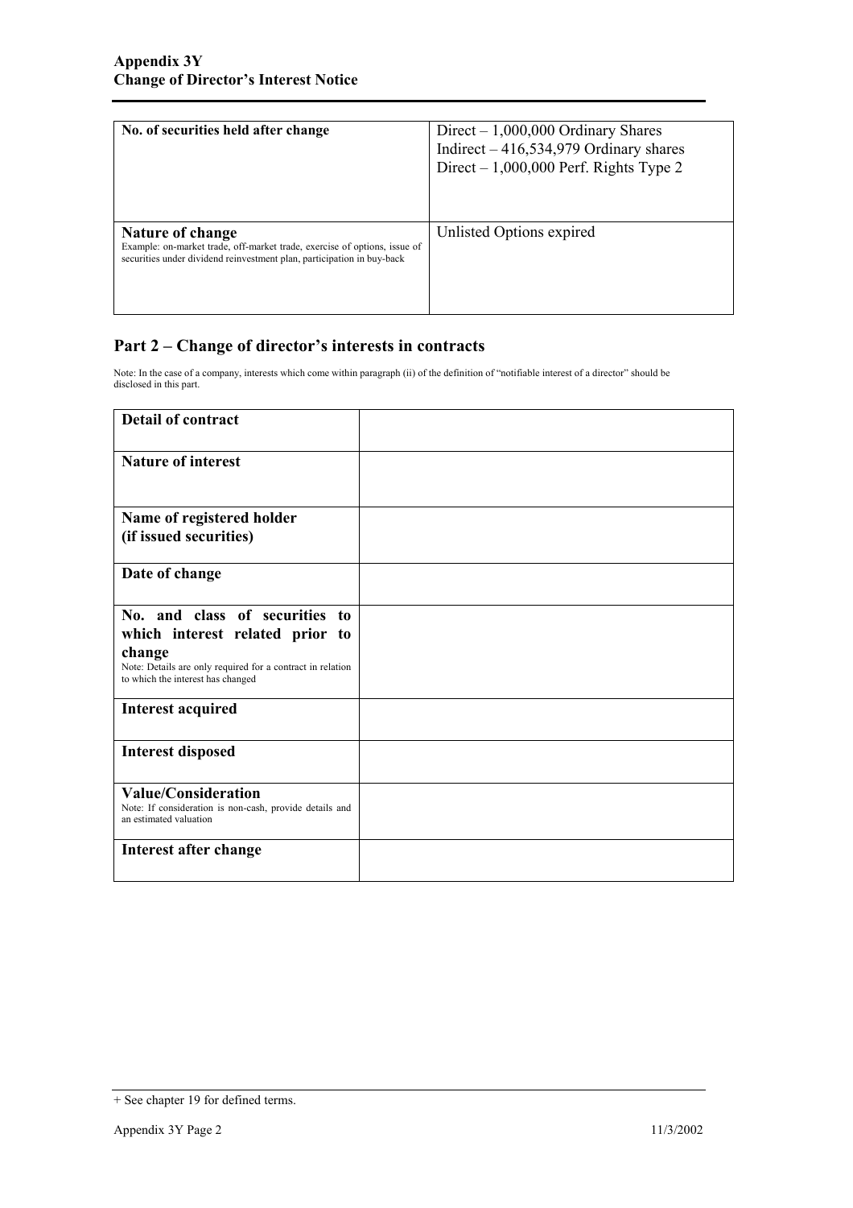| | |
|---|---|
| **No. of securities held after change** | Direct – 1,000,000 Ordinary Shares<br>Indirect – 416,534,979 Ordinary shares<br>Direct – 1,000,000 Perf. Rights Type 2 |
| **Nature of change**<br>Example: on-market trade, off-market trade, exercise of options, issue of securities under dividend reinvestment plan, participation in buy-back | Unlisted Options expired |

## Part 2 – Change of director's interests in contracts

Note: In the case of a company, interests which come within paragraph (ii) of the definition of "notifiable interest of a director" should be disclosed in this part.

| | |
|---|---|
| **Detail of contract** | |
| **Nature of interest** | |
| **Name of registered holder (if issued securities)** | |
| **Date of change** | |
| **No. and class of securities to which interest related prior to change**<br>Note: Details are only required for a contract in relation to which the interest has changed | |
| **Interest acquired** | |
| **Interest disposed** | |
| **Value/Consideration**<br>Note: If consideration is non-cash, provide details and an estimated valuation | |
| **Interest after change** | |

+ See chapter 19 for defined terms.